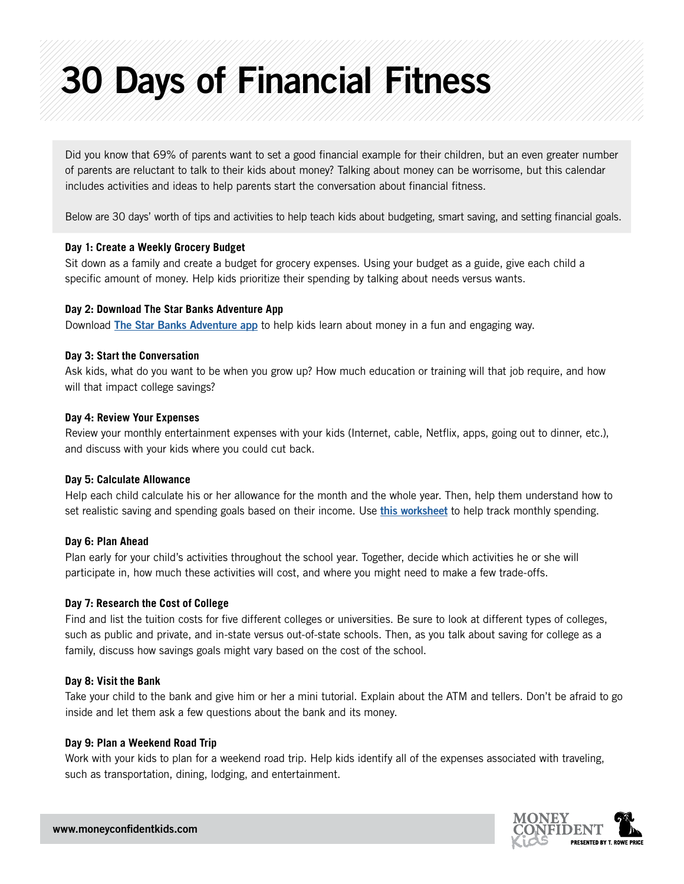# 30 Days of Financial Fitness

Did you know that 69% of parents want to set a good financial example for their children, but an even greater number of parents are reluctant to talk to their kids about money? Talking about money can be worrisome, but this calendar includes activities and ideas to help parents start the conversation about financial fitness.

Below are 30 days' worth of tips and activities to help teach kids about budgeting, smart saving, and setting financial goals.

**Day 1: Create a Weekly Grocery Budget**

Sit down as a family and create a budget for grocery expenses. Using your budget as a guide, give each child a specific amount of money. Help kids prioritize their spending by talking about needs versus wants.

**Day 2: Download The Star Banks Adventure App**

Download **The Star Banks Adventure app** to help kids learn about money in a fun and engaging way.

**Day 3: Start the Conversation**

Ask kids, what do you want to be when you grow up? How much education or training will that job require, and how will that impact college savings?

**Day 4: Review Your Expenses**

Review your monthly entertainment expenses with your kids (Internet, cable, Netflix, apps, going out to dinner, etc.), and discuss with your kids where you could cut back.

**Day 5: Calculate Allowance**

Help each child calculate his or her allowance for the month and the whole year. Then, help them understand how to set realistic saving and spending goals based on their income. Use **this worksheet** to help track monthly spending.

**Day 6: Plan Ahead**

Plan early for your child's activities throughout the school year. Together, decide which activities he or she will participate in, how much these activities will cost, and where you might need to make a few trade-offs.

**Day 7: Research the Cost of College**

Find and list the tuition costs for five different colleges or universities. Be sure to look at different types of colleges, such as public and private, and in-state versus out-of-state schools. Then, as you talk about saving for college as a family, discuss how savings goals might vary based on the cost of the school.

**Day 8: Visit the Bank**

Take your child to the bank and give him or her a mini tutorial. Explain about the ATM and tellers. Don't be afraid to go inside and let them ask a few questions about the bank and its money.

**Day 9: Plan a Weekend Road Trip**

Work with your kids to plan for a weekend road trip. Help kids identify all of the expenses associated with traveling, such as transportation, dining, lodging, and entertainment.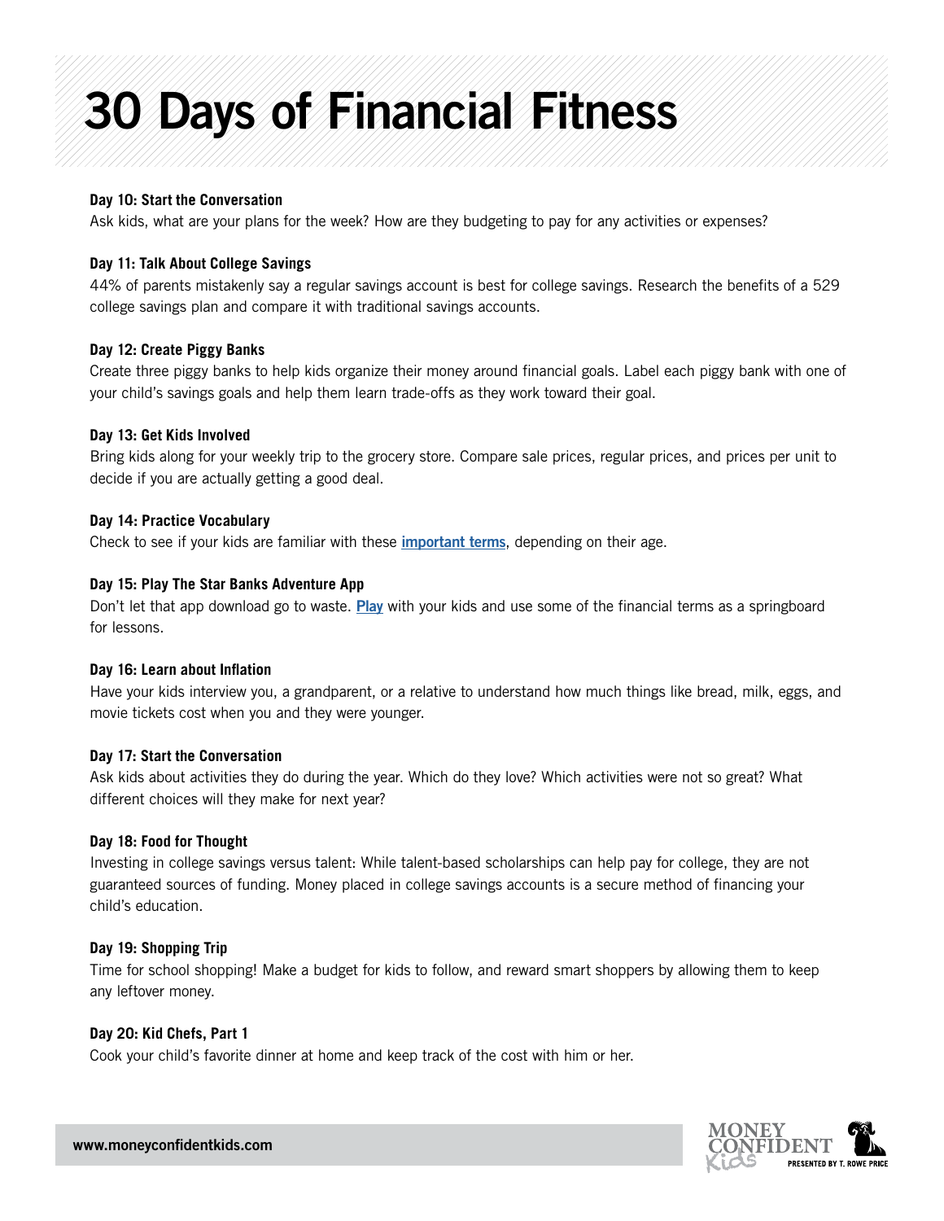# 30 Days of Financial Fitness

**Day 10: Start the Conversation**

Ask kids, what are your plans for the week? How are they budgeting to pay for any activities or expenses?

**Day 11: Talk About College Savings**

44% of parents mistakenly say a regular savings account is best for college savings. Research the benefits of a 529 college savings plan and compare it with traditional savings accounts.

**Day 12: Create Piggy Banks**

Create three piggy banks to help kids organize their money around financial goals. Label each piggy bank with one of your child's savings goals and help them learn trade-offs as they work toward their goal.

**Day 13: Get Kids Involved**

Bring kids along for your weekly trip to the grocery store. Compare sale prices, regular prices, and prices per unit to decide if you are actually getting a good deal.

**Day 14: Practice Vocabulary**

Check to see if your kids are familiar with these **important terms**, depending on their age.

**Day 15: Play The Star Banks Adventure App**

Don't let that app download go to waste. **Play** with your kids and use some of the financial terms as a springboard for lessons.

**Day 16: Learn about Inflation**

Have your kids interview you, a grandparent, or a relative to understand how much things like bread, milk, eggs, and movie tickets cost when you and they were younger.

**Day 17: Start the Conversation**

Ask kids about activities they do during the year. Which do they love? Which activities were not so great? What different choices will they make for next year?

**Day 18: Food for Thought**

Investing in college savings versus talent: While talent-based scholarships can help pay for college, they are not guaranteed sources of funding. Money placed in college savings accounts is a secure method of financing your child's education.

**Day 19: Shopping Trip**

Time for school shopping! Make a budget for kids to follow, and reward smart shoppers by allowing them to keep any leftover money.

**Day 20: Kid Chefs, Part 1**

Cook your child's favorite dinner at home and keep track of the cost with him or her.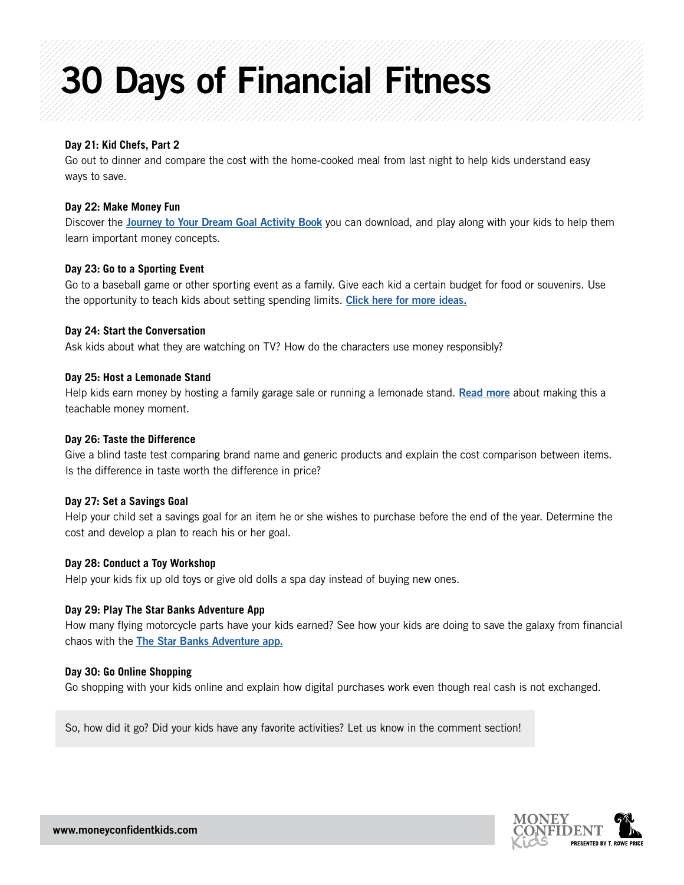# 30 Days of Financial Fitness

**Day 21: Kid Chefs, Part 2**
Go out to dinner and compare the cost with the home-cooked meal from last night to help kids understand easy ways to save.

**Day 22: Make Money Fun**
Discover the **Journey to Your Dream Goal Activity Book** you can download, and play along with your kids to help them learn important money concepts.

**Day 23: Go to a Sporting Event**
Go to a baseball game or other sporting event as a family. Give each kid a certain budget for food or souvenirs. Use the opportunity to teach kids about setting spending limits. **Click here for more ideas.**

**Day 24: Start the Conversation**
Ask kids about what they are watching on TV? How do the characters use money responsibly?

**Day 25: Host a Lemonade Stand**
Help kids earn money by hosting a family garage sale or running a lemonade stand. **Read more** about making this a teachable money moment.

**Day 26: Taste the Difference**
Give a blind taste test comparing brand name and generic products and explain the cost comparison between items. Is the difference in taste worth the difference in price?

**Day 27: Set a Savings Goal**
Help your child set a savings goal for an item he or she wishes to purchase before the end of the year. Determine the cost and develop a plan to reach his or her goal.

**Day 28: Conduct a Toy Workshop**
Help your kids fix up old toys or give old dolls a spa day instead of buying new ones.

**Day 29: Play The Star Banks Adventure App**
How many flying motorcycle parts have your kids earned? See how your kids are doing to save the galaxy from financial chaos with the **The Star Banks Adventure app.**

**Day 30: Go Online Shopping**
Go shopping with your kids online and explain how digital purchases work even though real cash is not exchanged.

So, how did it go? Did your kids have any favorite activities? Let us know in the comment section!

www.moneyconfidentkids.com

MONEY CONFIDENT Kids PRESENTED BY T. ROWE PRICE